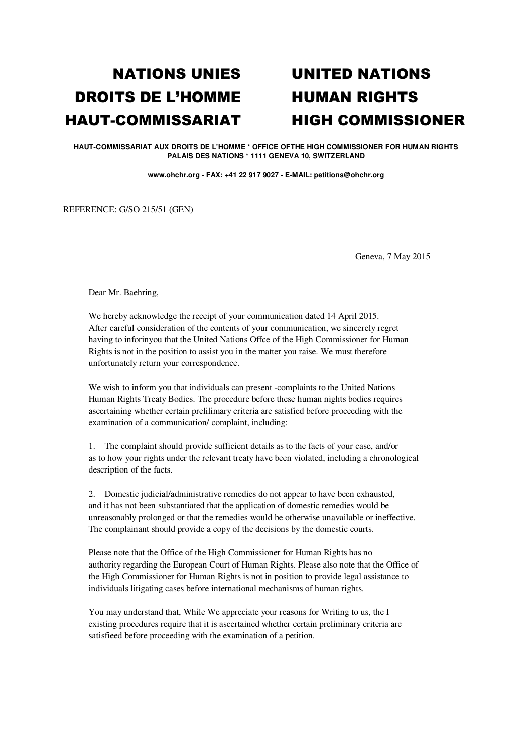| NATIONS UNIES | UNITED NATIONS |
|---|---|
| DROITS DE L'HOMME | HUMAN RIGHTS |
| HAUT-COMMISSARIAT | HIGH COMMISSIONER |

**HAUT-COMMISSARIAT AUX DROITS DE L'HOMME * OFFICE OFTHE HIGH COMMISSIONER FOR HUMAN RIGHTS**
**PALAIS DES NATIONS * 1111 GENEVA 10, SWITZERLAND**

**www.ohchr.org - FAX: +41 22 917 9027 - E-MAIL: petitions@ohchr.org**

REFERENCE: G/SO 215/51 (GEN)

Geneva, 7 May 2015

Dear Mr. Baehring,

We hereby acknowledge the receipt of your communication dated 14 April 2015. After careful consideration of the contents of your communication, we sincerely regret having to inforinyou that the United Nations Offce of the High Commissioner for Human Rights is not in the position to assist you in the matter you raise. We must therefore unfortunately return your correspondence.

We wish to inform you that individuals can present -complaints to the United Nations Human Rights Treaty Bodies. The procedure before these human nights bodies requires ascertaining whether certain prelilimary criteria are satisfied before proceeding with the examination of a communication/ complaint, including:

1. The complaint should provide sufficient details as to the facts of your case, and/or as to how your rights under the relevant treaty have been violated, including a chronological description of the facts.

2. Domestic judicial/administrative remedies do not appear to have been exhausted, and it has not been substantiated that the application of domestic remedies would be unreasonably prolonged or that the remedies would be otherwise unavailable or ineffective. The complainant should provide a copy of the decisions by the domestic courts.

Please note that the Office of the High Commissioner for Human Rights has no authority regarding the European Court of Human Rights. Please also note that the Office of the High Commissioner for Human Rights is not in position to provide legal assistance to individuals litigating cases before international mechanisms of human rights.

You may understand that, While We appreciate your reasons for Writing to us, the I existing procedures require that it is ascertained whether certain preliminary criteria are satisfieed before proceeding with the examination of a petition.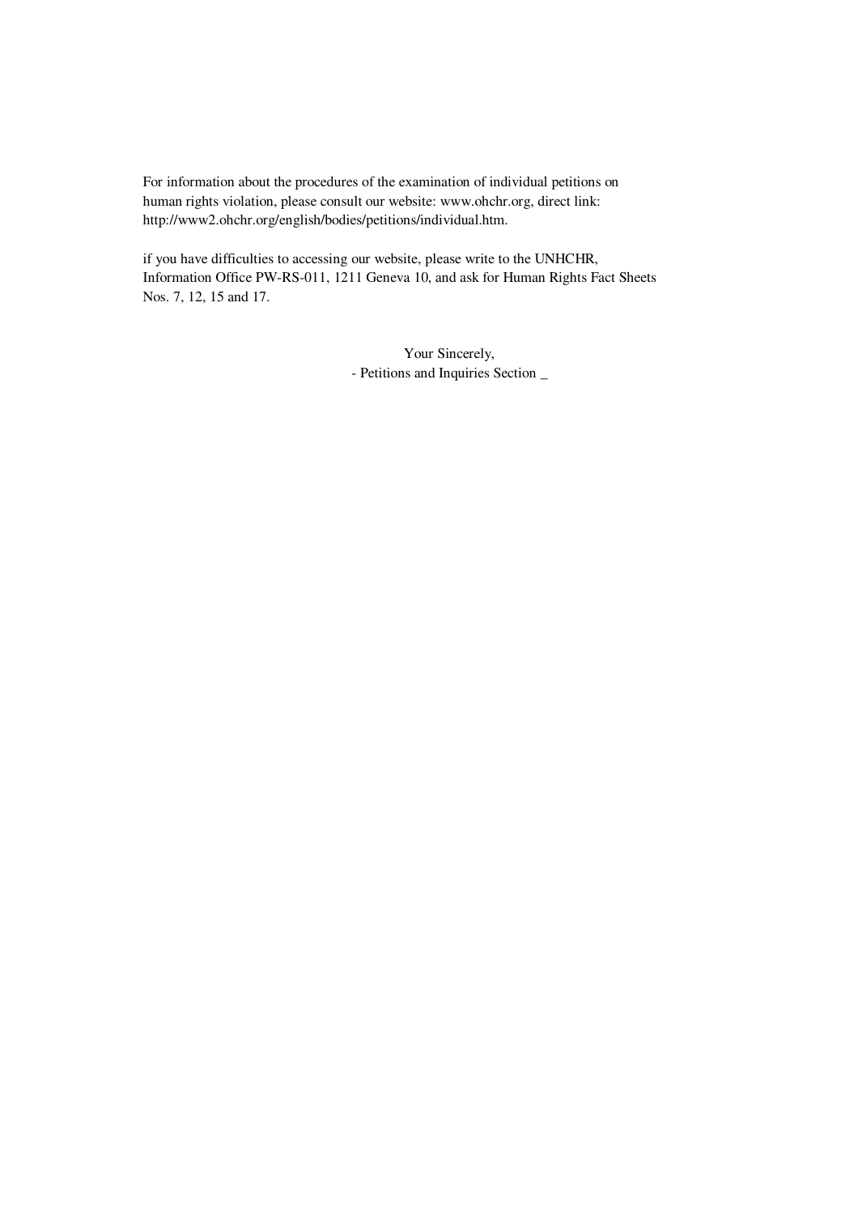For information about the procedures of the examination of individual petitions on human rights violation, please consult our website: www.ohchr.org, direct link: http://www2.ohchr.org/english/bodies/petitions/individual.htm.

if you have difficulties to accessing our website, please write to the UNHCHR, Information Office PW-RS-011, 1211 Geneva 10, and ask for Human Rights Fact Sheets Nos. 7, 12, 15 and 17.

Your Sincerely,
- Petitions and Inquiries Section _